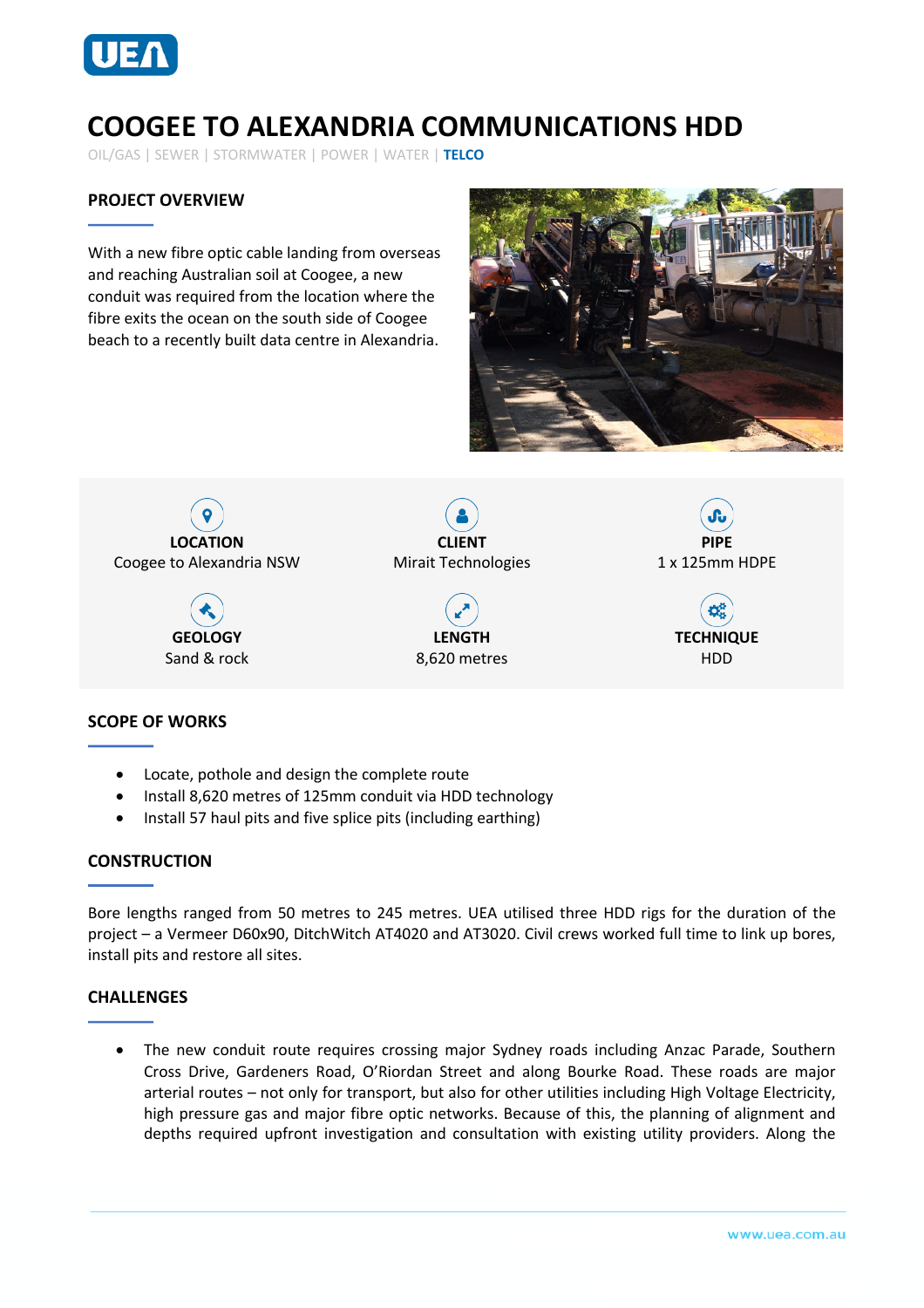# COOGEE TO ALEXANDRIA COMMUNICATIONS HDD

OIL/GAS | SEWER | STORMWATER | POWER | WATER | **TELCO**

## PROJECT OVERVIEW

With a new fibre optic cable landing from overseas and reaching Australian soil at Coogee, a new conduit was required from the location where the fibre exits the ocean on the south side of Coogee beach to a recently built data centre in Alexandria.

**LOCATION**
Coogee to Alexandria NSW

**CLIENT**
Mirait Technologies

**PIPE**
1 x 125mm HDPE

**GEOLOGY**
Sand & rock

**LENGTH**
8,620 metres

**TECHNIQUE**
HDD

## SCOPE OF WORKS

- Locate, pothole and design the complete route
- Install 8,620 metres of 125mm conduit via HDD technology
- Install 57 haul pits and five splice pits (including earthing)

## CONSTRUCTION

Bore lengths ranged from 50 metres to 245 metres. UEA utilised three HDD rigs for the duration of the project – a Vermeer D60x90, DitchWitch AT4020 and AT3020. Civil crews worked full time to link up bores, install pits and restore all sites.

## CHALLENGES

- The new conduit route requires crossing major Sydney roads including Anzac Parade, Southern Cross Drive, Gardeners Road, O'Riordan Street and along Bourke Road. These roads are major arterial routes – not only for transport, but also for other utilities including High Voltage Electricity, high pressure gas and major fibre optic networks. Because of this, the planning of alignment and depths required upfront investigation and consultation with existing utility providers. Along the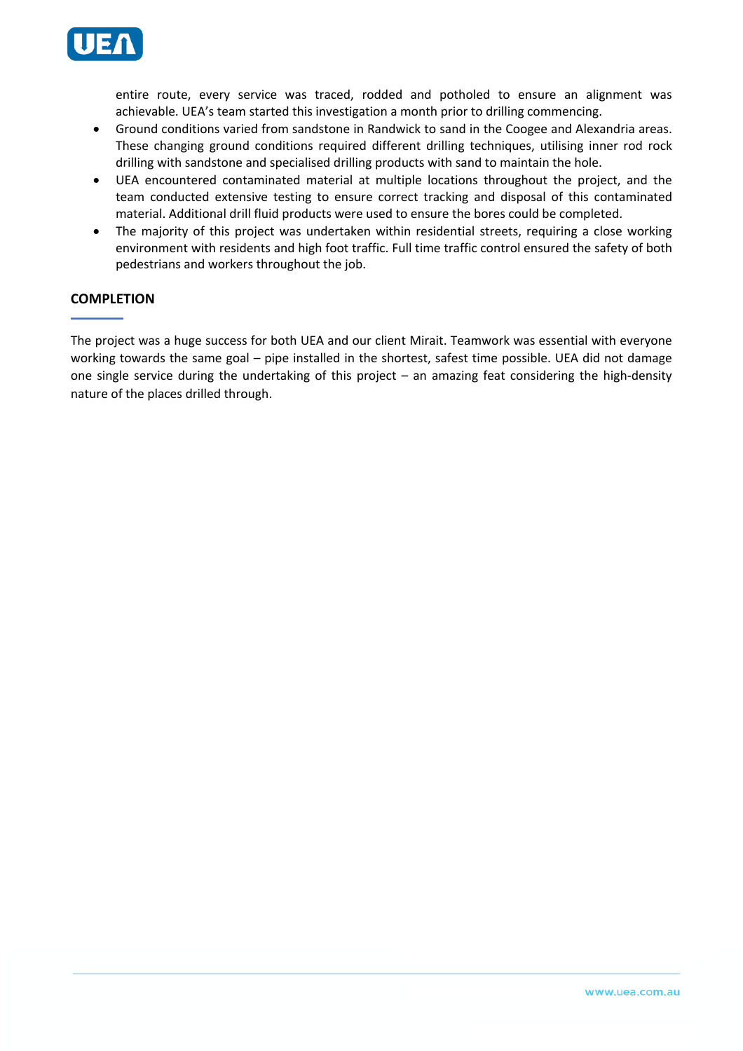entire route, every service was traced, rodded and potholed to ensure an alignment was achievable. UEA's team started this investigation a month prior to drilling commencing.

- Ground conditions varied from sandstone in Randwick to sand in the Coogee and Alexandria areas. These changing ground conditions required different drilling techniques, utilising inner rod rock drilling with sandstone and specialised drilling products with sand to maintain the hole.
- UEA encountered contaminated material at multiple locations throughout the project, and the team conducted extensive testing to ensure correct tracking and disposal of this contaminated material. Additional drill fluid products were used to ensure the bores could be completed.
- The majority of this project was undertaken within residential streets, requiring a close working environment with residents and high foot traffic. Full time traffic control ensured the safety of both pedestrians and workers throughout the job.

## COMPLETION

The project was a huge success for both UEA and our client Mirait. Teamwork was essential with everyone working towards the same goal – pipe installed in the shortest, safest time possible. UEA did not damage one single service during the undertaking of this project – an amazing feat considering the high-density nature of the places drilled through.